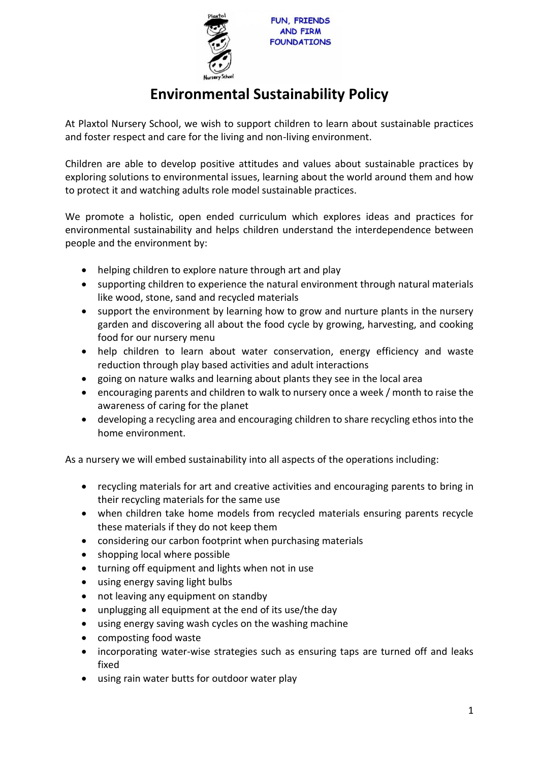FUN, FRIENDS AND FIRM FOUNDATIONS

# Environmental Sustainability Policy

At Plaxtol Nursery School, we wish to support children to learn about sustainable practices and foster respect and care for the living and non-living environment.

Children are able to develop positive attitudes and values about sustainable practices by exploring solutions to environmental issues, learning about the world around them and how to protect it and watching adults role model sustainable practices.

We promote a holistic, open ended curriculum which explores ideas and practices for environmental sustainability and helps children understand the interdependence between people and the environment by:

- helping children to explore nature through art and play
- supporting children to experience the natural environment through natural materials like wood, stone, sand and recycled materials
- support the environment by learning how to grow and nurture plants in the nursery garden and discovering all about the food cycle by growing, harvesting, and cooking food for our nursery menu
- help children to learn about water conservation, energy efficiency and waste reduction through play based activities and adult interactions
- going on nature walks and learning about plants they see in the local area
- encouraging parents and children to walk to nursery once a week / month to raise the awareness of caring for the planet
- developing a recycling area and encouraging children to share recycling ethos into the home environment.

As a nursery we will embed sustainability into all aspects of the operations including:

- recycling materials for art and creative activities and encouraging parents to bring in their recycling materials for the same use
- when children take home models from recycled materials ensuring parents recycle these materials if they do not keep them
- considering our carbon footprint when purchasing materials
- shopping local where possible
- turning off equipment and lights when not in use
- using energy saving light bulbs
- not leaving any equipment on standby
- unplugging all equipment at the end of its use/the day
- using energy saving wash cycles on the washing machine
- composting food waste
- incorporating water-wise strategies such as ensuring taps are turned off and leaks fixed
- using rain water butts for outdoor water play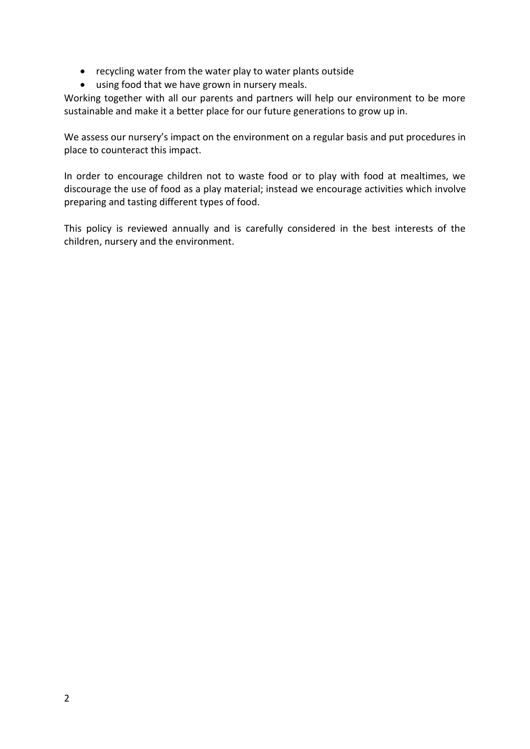- recycling water from the water play to water plants outside
- using food that we have grown in nursery meals.

Working together with all our parents and partners will help our environment to be more sustainable and make it a better place for our future generations to grow up in.

We assess our nursery's impact on the environment on a regular basis and put procedures in place to counteract this impact.

In order to encourage children not to waste food or to play with food at mealtimes, we discourage the use of food as a play material; instead we encourage activities which involve preparing and tasting different types of food.

This policy is reviewed annually and is carefully considered in the best interests of the children, nursery and the environment.